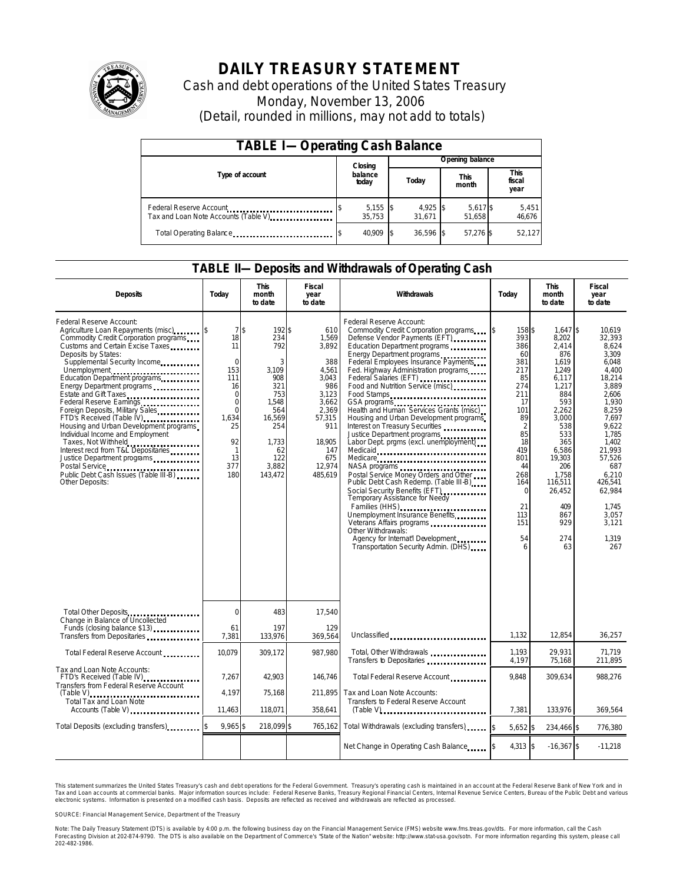# DAILY TREASURY STATEMENT

Cash and debt operations of the United States Treasury

Monday, November 13, 2006

(Detail, rounded in millions, may not add to totals)

## TABLE I—Operating Cash Balance

| Type of account | Closing balance today | Opening balance Today | Opening balance This month | Opening balance This fiscal year |
|---|---|---|---|---|
| Federal Reserve Account | $ 5,155 | $ 4,925 | $ 5,617 | $ 5,451 |
| Tax and Loan Note Accounts (Table V) | 35,753 | 31,671 | 51,658 | 46,676 |
| Total Operating Balance | $ 40,909 | $ 36,596 | $ 57,276 | $ 52,127 |

## TABLE II—Deposits and Withdrawals of Operating Cash

| Deposits | Today | This month to date | Fiscal year to date | Withdrawals | Today | This month to date | Fiscal year to date |
|---|---|---|---|---|---|---|---|
| Federal Reserve Account: | | | | Federal Reserve Account: | | | |
| Agriculture Loan Repayments (misc) | $ 7 | $ 192 | $ 610 | Commodity Credit Corporation programs | $ 158 | $ 1,647 | $ 10,619 |
| Commodity Credit Corporation programs | 18 | 234 | 1,569 | Defense Vendor Payments (EFT) | 393 | 8,202 | 32,393 |
| Customs and Certain Excise Taxes | 11 | 792 | 3,892 | Education Department programs | 386 | 2,414 | 8,624 |
| Deposits by States: | | | | Energy Department programs | 60 | 876 | 3,309 |
| Supplemental Security Income | 0 | 3 | 388 | Federal Employees Insurance Payments | 381 | 1,619 | 6,048 |
| Unemployment | 153 | 3,109 | 4,561 | Fed. Highway Administration programs | 217 | 1,249 | 4,400 |
| Education Department programs | 111 | 908 | 3,043 | Federal Salaries (EFT) | 85 | 6,117 | 18,214 |
| Energy Department programs | 16 | 321 | 986 | Food and Nutrition Service (misc) | 274 | 1,217 | 3,889 |
| Estate and Gift Taxes | 0 | 753 | 3,123 | Food Stamps | 211 | 884 | 2,606 |
| Federal Reserve Earnings | 0 | 1,548 | 3,662 | GSA programs | 17 | 593 | 1,930 |
| Foreign Deposits, Military Sales | 0 | 564 | 2,369 | Health and Human Services Grants (misc) | 101 | 2,262 | 8,259 |
| FTD's Received (Table IV) | 1,634 | 16,569 | 57,315 | Housing and Urban Development programs | 89 | 3,000 | 7,697 |
| Housing and Urban Development programs | 25 | 254 | 911 | Interest on Treasury Securities | 2 | 538 | 9,622 |
| Individual Income and Employment Taxes, Not Withheld | 92 | 1,733 | 18,905 | Justice Department programs | 85 | 533 | 1,785 |
| Interest recd from T&L Depositaries | 1 | 62 | 147 | Labor Dept. prgms (excl. unemployment) | 18 | 365 | 1,402 |
| Justice Department programs | 13 | 122 | 675 | Medicaid | 419 | 6,586 | 21,993 |
| Postal Service | 377 | 3,882 | 12,974 | Medicare | 801 | 19,303 | 57,526 |
| Public Debt Cash Issues (Table III-B) | 180 | 143,472 | 485,619 | NASA programs | 44 | 206 | 687 |
| Other Deposits: | | | | Postal Service Money Orders and Other | 268 | 1,758 | 6,210 |
| | | | | Public Debt Cash Redemp. (Table III-B) | 164 | 116,511 | 426,541 |
| | | | | Social Security Benefits (EFT) | 0 | 26,452 | 62,984 |
| | | | | Temporary Assistance for Needy Families (HHS) | 21 | 409 | 1,745 |
| | | | | Unemployment Insurance Benefits | 113 | 867 | 3,057 |
| | | | | Veterans Affairs programs | 151 | 929 | 3,121 |
| | | | | Other Withdrawals: | | | |
| | | | | Agency for Internat'l Development | 54 | 274 | 1,319 |
| | | | | Transportation Security Admin. (DHS) | 6 | 63 | 267 |
| Total Other Deposits | 0 | 483 | 17,540 | | | | |
| Change in Balance of Uncollected Funds (closing balance $13) | 61 | 197 | 129 | | | | |
| Transfers from Depositaries | 7,381 | 133,976 | 369,564 | Unclassified | 1,132 | 12,854 | 36,257 |
| Total Federal Reserve Account | 10,079 | 309,172 | 987,980 | Total, Other Withdrawals | 1,193 | 29,931 | 71,719 |
| | | | | Transfers to Depositaries | 4,197 | 75,168 | 211,895 |
| Tax and Loan Note Accounts: | | | | | | | |
| FTD's Received (Table IV) | 7,267 | 42,903 | 146,746 | Total Federal Reserve Account | 9,848 | 309,634 | 988,276 |
| Transfers from Federal Reserve Account (Table V) | 4,197 | 75,168 | 211,895 | Tax and Loan Note Accounts: | | | |
| Total Tax and Loan Note Accounts (Table V) | 11,463 | 118,071 | 358,641 | Transfers to Federal Reserve Account (Table V) | 7,381 | 133,976 | 369,564 |
| Total Deposits (excluding transfers) | $ 9,965 | $ 218,099 | $ 765,162 | Total Withdrawals (excluding transfers) | $ 5,652 | $ 234,466 | $ 776,380 |
| | | | | Net Change in Operating Cash Balance | $ 4,313 | $ -16,367 | $ -11,218 |

This statement summarizes the United States Treasury's cash and debt operations for the Federal Government. Treasury's operating cash is maintained in an account at the Federal Reserve Bank of New York and in Tax and Loan accounts at commercial banks. Major information sources include: Federal Reserve Banks, Treasury Regional Financial Centers, Internal Revenue Service Centers, Bureau of the Public Debt and various electronic systems. Information is presented on a modified cash basis. Deposits are reflected as received and withdrawals are reflected as processed.

SOURCE: Financial Management Service, Department of the Treasury

Note: The Daily Treasury Statement (DTS) is available by 4:00 p.m. the following business day on the Financial Management Service (FMS) website www.fms.treas.gov/dts. For more information, call the Cash Forecasting Division at 202-874-9790. The DTS is also available on the Department of Commerce's "State of the Nation" website: http://www.stat-usa.gov/sotn. For more information regarding this system, please call 202-482-1986.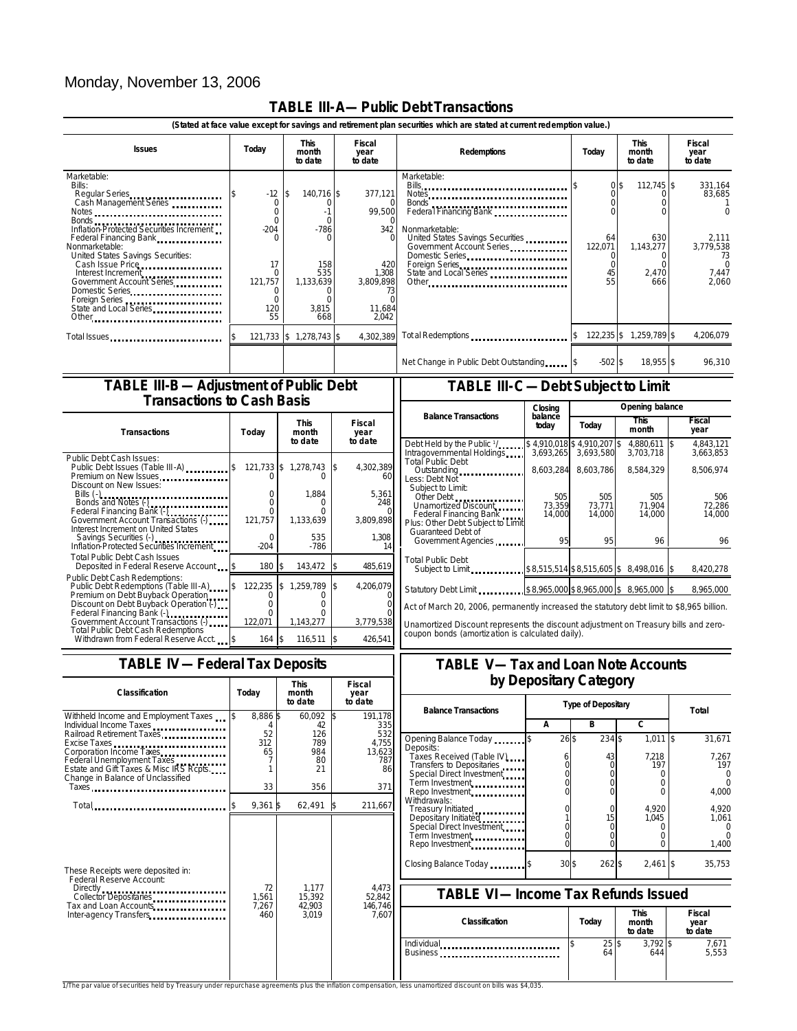Monday, November 13, 2006

## TABLE III-A— Public Debt Transactions

(Stated at face value except for savings and retirement plan securities which are stated at current redemption value.)

| Issues | Today | This month to date | Fiscal year to date | Redemptions | Today | This month to date | Fiscal year to date |
|---|---|---|---|---|---|---|---|
| Marketable: | | | | Marketable: | | | |
| Bills: | | | | Bills | $ 0 | $ 112,745 | $ 331,164 |
| Regular Series | $ -12 | $ 140,716 | $ 377,121 | Notes | 0 | 0 | 83,685 |
| Cash Management Series | 0 | 0 | 0 | Bonds | 0 | 0 | 1 |
| Notes | 0 | -1 | 99,500 | Federal Financing Bank | 0 | 0 | 0 |
| Bonds | 0 | 0 | 0 | | | | |
| Inflation-Protected Securities Increment | -204 | -786 | 342 | Nonmarketable: | | | |
| Federal Financing Bank | 0 | 0 | 0 | United States Savings Securities | 64 | 630 | 2,111 |
| Nonmarketable: | | | | Government Account Series | 122,071 | 1,143,277 | 3,779,538 |
| United States Savings Securities: | | | | Domestic Series | 0 | 0 | 73 |
| Cash Issue Price | 17 | 158 | 420 | Foreign Series | 0 | 0 | 0 |
| Interest Increment | 0 | 535 | 1,308 | State and Local Series | 45 | 2,470 | 7,447 |
| Government Account Series | 121,757 | 1,133,639 | 3,809,898 | Other | 55 | 666 | 2,060 |
| Domestic Series | 0 | 0 | 73 | | | | |
| Foreign Series | 0 | 0 | 0 | | | | |
| State and Local Series | 120 | 3,815 | 11,684 | | | | |
| Other | 55 | 668 | 2,042 | | | | |
| Total Issues | $ 121,733 | $ 1,278,743 | $ 4,302,389 | Total Redemptions | $ 122,235 | $ 1,259,789 | $ 4,206,079 |
| | | | | Net Change in Public Debt Outstanding | $ -502 | $ 18,955 | $ 96,310 |

## TABLE III-B — Adjustment of Public Debt Transactions to Cash Basis

| Transactions | Today | This month to date | Fiscal year to date |
|---|---|---|---|
| Public Debt Cash Issues: | | | |
| Public Debt Issues (Table III-A) | $ 121,733 | $ 1,278,743 | $ 4,302,389 |
| Premium on New Issues | 0 | 0 | 60 |
| Discount on New Issues: | | | |
| Bills (-) | 0 | 1,884 | 5,361 |
| Bonds and Notes (-) | 0 | 0 | 248 |
| Federal Financing Bank (-) | 0 | 0 | 0 |
| Government Account Transactions (-) | 121,757 | 1,133,639 | 3,809,898 |
| Interest Increment on United States Savings Securities (-) | 0 | 535 | 1,308 |
| Inflation-Protected Securities Increment | -204 | -786 | 14 |
| Total Public Debt Cash Issues Deposited in Federal Reserve Account | $ 180 | $ 143,472 | $ 485,619 |
| Public Debt Cash Redemptions: | | | |
| Public Debt Redemptions (Table III-A) | $ 122,235 | $ 1,259,789 | $ 4,206,079 |
| Premium on Debt Buyback Operation | 0 | 0 | 0 |
| Discount on Debt Buyback Operation (-) | 0 | 0 | 0 |
| Federal Financing Bank (-) | 0 | 0 | 0 |
| Government Account Transactions (-) | 122,071 | 1,143,277 | 3,779,538 |
| Total Public Debt Cash Redemptions Withdrawn from Federal Reserve Acct. | $ 164 | $ 116,511 | $ 426,541 |

## TABLE III-C — Debt Subject to Limit

| Balance Transactions | Closing balance today | Opening balance Today | This month | Fiscal year |
|---|---|---|---|---|
| Debt Held by the Public [1] | $ 4,910,018 | $ 4,910,207 | $ 4,880,611 | $ 4,843,121 |
| Intragovernmental Holdings | 3,693,265 | 3,693,580 | 3,703,718 | 3,663,853 |
| Total Public Debt Outstanding | 8,603,284 | 8,603,786 | 8,584,329 | 8,506,974 |
| Less: Debt Not Subject to Limit: | | | | |
| Other Debt | 505 | 505 | 505 | 506 |
| Unamortized Discount | 73,359 | 73,771 | 71,904 | 72,286 |
| Federal Financing Bank | 14,000 | 14,000 | 14,000 | 14,000 |
| Plus: Other Debt Subject to Limit | | | | |
| Guaranteed Debt of Government Agencies | 95 | 95 | 96 | 96 |
| Total Public Debt Subject to Limit | $ 8,515,514 | $ 8,515,605 | $ 8,498,016 | $ 8,420,278 |
| Statutory Debt Limit | $ 8,965,000 | $ 8,965,000 | $ 8,965,000 | $ 8,965,000 |

Act of March 20, 2006, permanently increased the statutory debt limit to $8,965 billion.

Unamortized Discount represents the discount adjustment on Treasury bills and zero-coupon bonds (amortization is calculated daily).

## TABLE IV — Federal Tax Deposits

| Classification | Today | This month to date | Fiscal year to date |
|---|---|---|---|
| Withheld Income and Employment Taxes | $ 8,886 | $ 60,092 | $ 191,178 |
| Individual Income Taxes | 4 | 42 | 335 |
| Railroad Retirement Taxes | 52 | 126 | 532 |
| Excise Taxes | 312 | 789 | 4,755 |
| Corporation Income Taxes | 65 | 984 | 13,623 |
| Federal Unemployment Taxes | 7 | 80 | 787 |
| Estate and Gift Taxes & Misc IRS Rcpts. | 1 | 21 | 86 |
| Change in Balance of Unclassified Taxes | 33 | 356 | 371 |
| Total | $ 9,361 | $ 62,491 | $ 211,667 |
| These Receipts were deposited in: | | | |
| Federal Reserve Account: | | | |
| Directly | 72 | 1,177 | 4,473 |
| Collector Depositaries | 1,561 | 15,392 | 52,842 |
| Tax and Loan Accounts | 7,267 | 42,903 | 146,746 |
| Inter-agency Transfers | 460 | 3,019 | 7,607 |

## TABLE V— Tax and Loan Note Accounts by Depositary Category

| Balance Transactions | Type of Depositary A | B | C | Total |
|---|---|---|---|---|
| Opening Balance Today | $ 26 | $ 234 | $ 1,011 | $ 31,671 |
| Deposits: | | | | |
| Taxes Received (Table IV) | 6 | 43 | 7,218 | 7,267 |
| Transfers to Depositaries | 0 | 0 | 197 | 197 |
| Special Direct Investment | 0 | 0 | 0 | 0 |
| Term Investment | 0 | 0 | 0 | 0 |
| Repo Investment | 0 | 0 | 0 | 4,000 |
| Withdrawals: | | | | |
| Treasury Initiated | 0 | 0 | 4,920 | 4,920 |
| Depositary Initiated | 1 | 15 | 1,045 | 1,061 |
| Special Direct Investment | 0 | 0 | 0 | 0 |
| Term Investment | 0 | 0 | 0 | 0 |
| Repo Investment | 0 | 0 | 0 | 1,400 |
| Closing Balance Today | $ 30 | $ 262 | $ 2,461 | $ 35,753 |

## TABLE VI— Income Tax Refunds Issued

| Classification | Today | This month to date | Fiscal year to date |
|---|---|---|---|
| Individual | $ 25 | $ 3,792 | $ 7,671 |
| Business | 64 | 644 | 5,553 |

1/The par value of securities held by Treasury under repurchase agreements plus the inflation compensation, less unamortized discount on bills was $4,035.